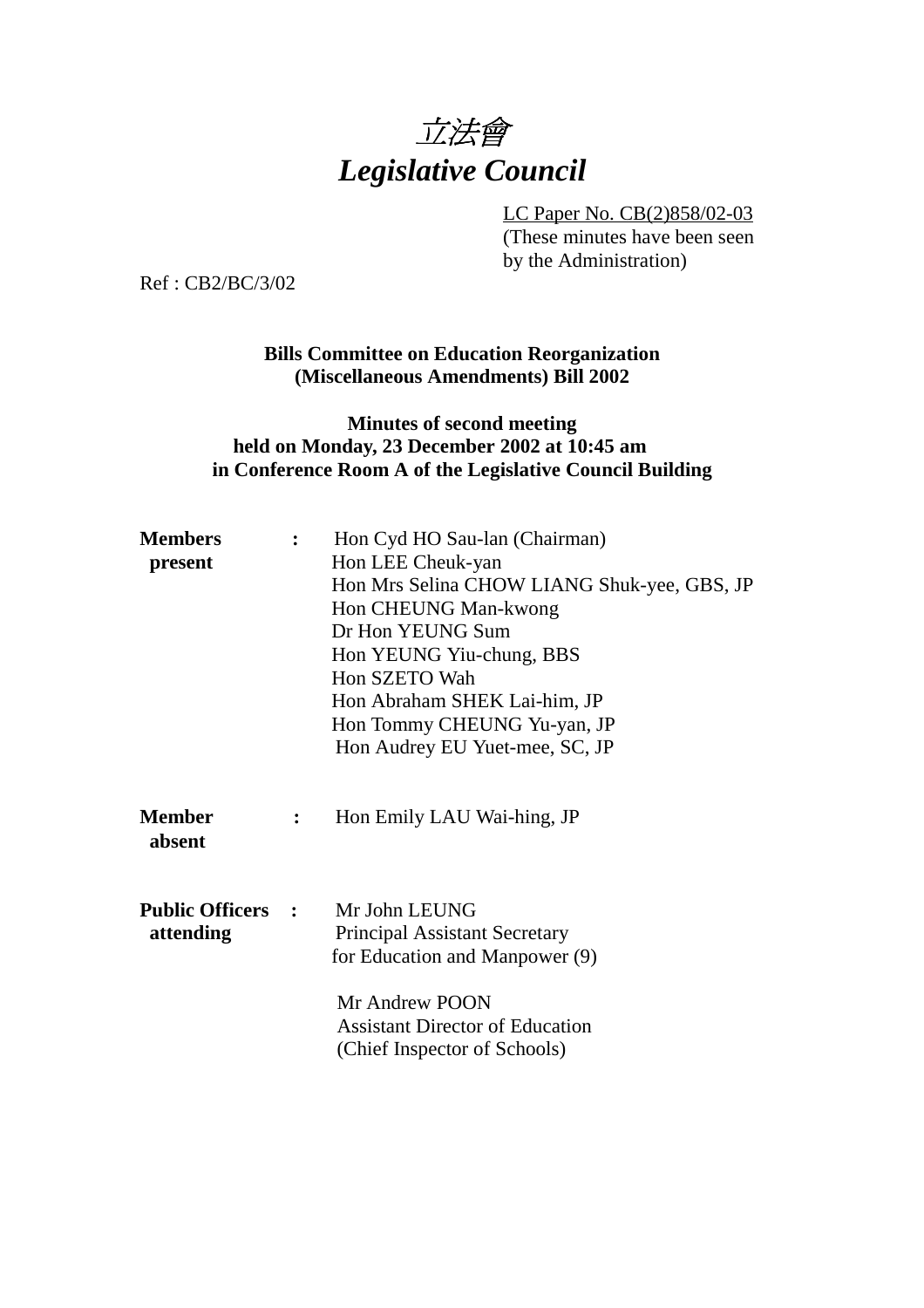# *立法會*
# *Legislative Council*

LC Paper No. CB(2)858/02-03
(These minutes have been seen by the Administration)

Ref : CB2/BC/3/02

**Bills Committee on Education Reorganization (Miscellaneous Amendments) Bill 2002**

**Minutes of second meeting held on Monday, 23 December 2002 at 10:45 am in Conference Room A of the Legislative Council Building**

**Members present** :
Hon Cyd HO Sau-lan (Chairman)
Hon LEE Cheuk-yan
Hon Mrs Selina CHOW LIANG Shuk-yee, GBS, JP
Hon CHEUNG Man-kwong
Dr Hon YEUNG Sum
Hon YEUNG Yiu-chung, BBS
Hon SZETO Wah
Hon Abraham SHEK Lai-him, JP
Hon Tommy CHEUNG Yu-yan, JP
Hon Audrey EU Yuet-mee, SC, JP

**Member absent** :
Hon Emily LAU Wai-hing, JP

**Public Officers attending** :
Mr John LEUNG
Principal Assistant Secretary for Education and Manpower (9)

Mr Andrew POON
Assistant Director of Education (Chief Inspector of Schools)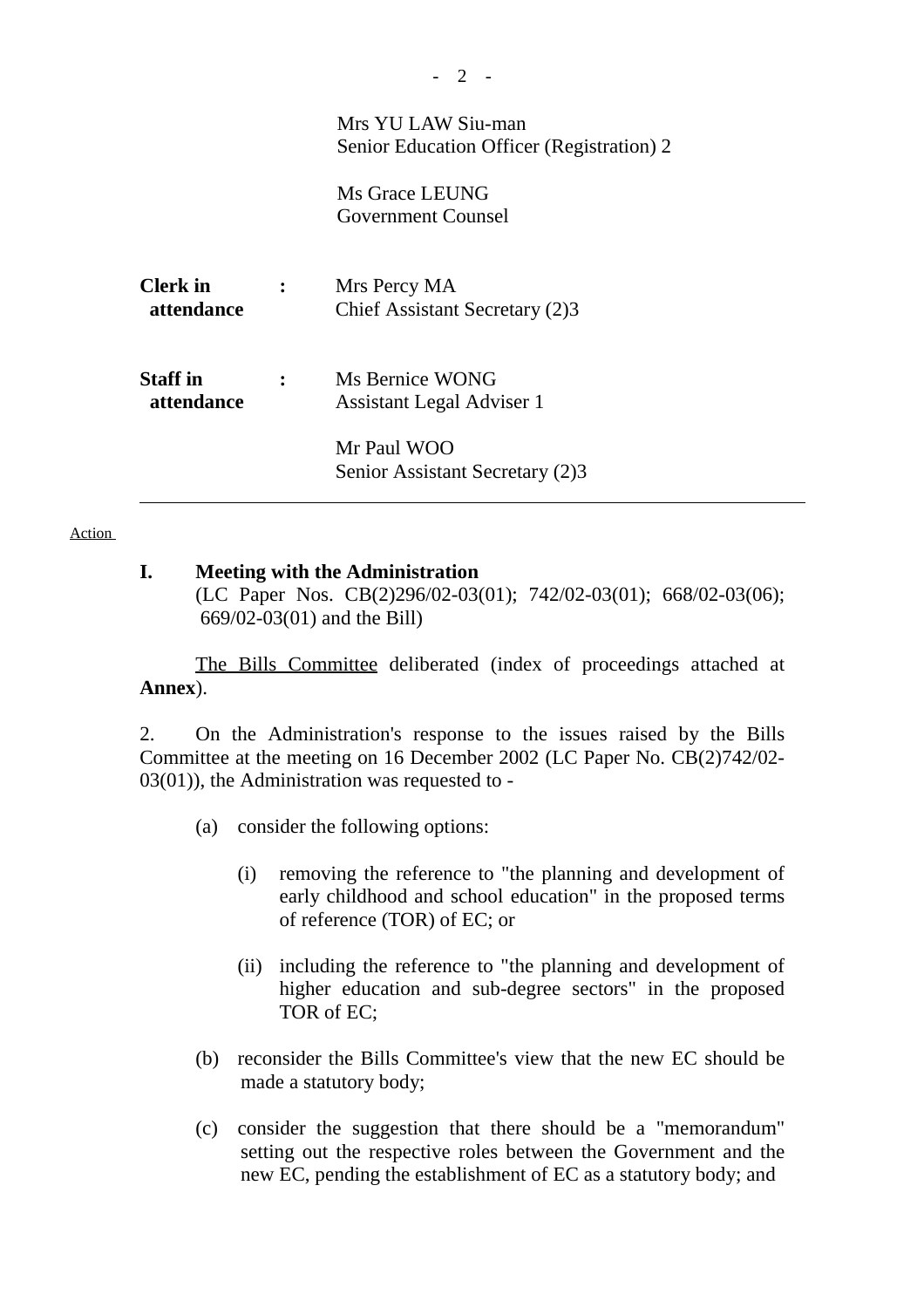Mrs YU LAW Siu-man
Senior Education Officer (Registration) 2

Ms Grace LEUNG
Government Counsel

**Clerk in attendance** : Mrs Percy MA
Chief Assistant Secretary (2)3

**Staff in attendance** : Ms Bernice WONG
Assistant Legal Adviser 1

Mr Paul WOO
Senior Assistant Secretary (2)3

---

Action

## I. Meeting with the Administration

(LC Paper Nos. CB(2)296/02-03(01); 742/02-03(01); 668/02-03(06); 669/02-03(01) and the Bill)

The Bills Committee deliberated (index of proceedings attached at **Annex**).

2. On the Administration's response to the issues raised by the Bills Committee at the meeting on 16 December 2002 (LC Paper No. CB(2)742/02-03(01)), the Administration was requested to -

(a) consider the following options:

(i) removing the reference to "the planning and development of early childhood and school education" in the proposed terms of reference (TOR) of EC; or

(ii) including the reference to "the planning and development of higher education and sub-degree sectors" in the proposed TOR of EC;

(b) reconsider the Bills Committee's view that the new EC should be made a statutory body;

(c) consider the suggestion that there should be a "memorandum" setting out the respective roles between the Government and the new EC, pending the establishment of EC as a statutory body; and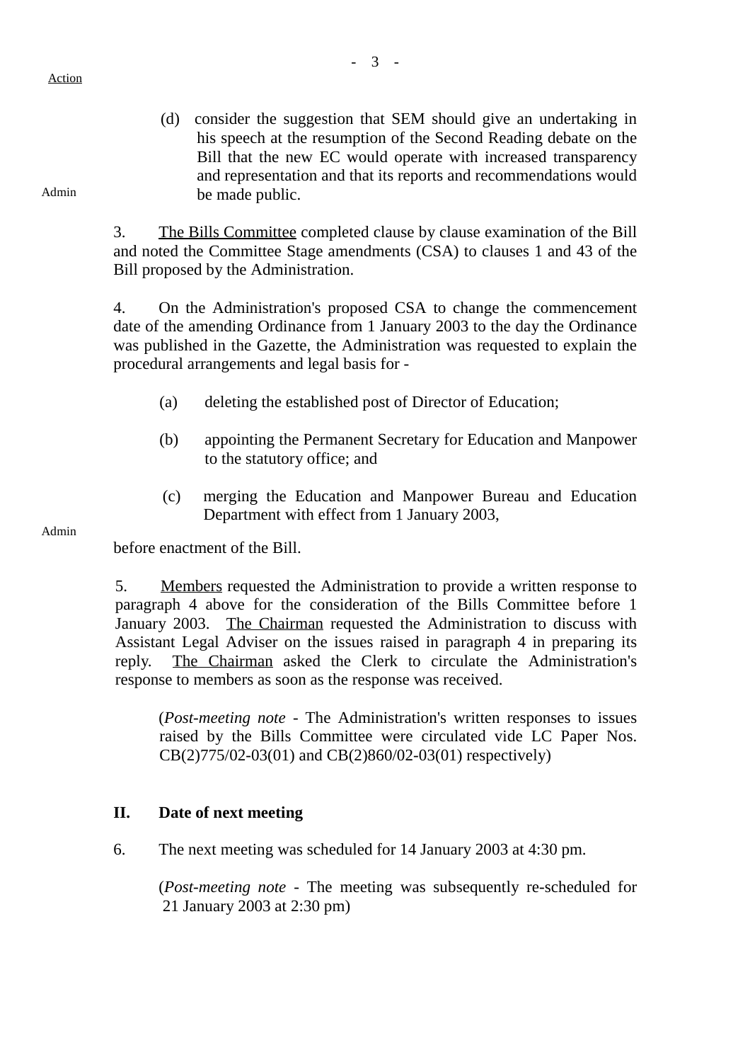Action

(d) consider the suggestion that SEM should give an undertaking in his speech at the resumption of the Second Reading debate on the Bill that the new EC would operate with increased transparency and representation and that its reports and recommendations would be made public.

Admin

3. The Bills Committee completed clause by clause examination of the Bill and noted the Committee Stage amendments (CSA) to clauses 1 and 43 of the Bill proposed by the Administration.

4. On the Administration's proposed CSA to change the commencement date of the amending Ordinance from 1 January 2003 to the day the Ordinance was published in the Gazette, the Administration was requested to explain the procedural arrangements and legal basis for -

(a) deleting the established post of Director of Education;

(b) appointing the Permanent Secretary for Education and Manpower to the statutory office; and

(c) merging the Education and Manpower Bureau and Education Department with effect from 1 January 2003,

Admin

before enactment of the Bill.

5. Members requested the Administration to provide a written response to paragraph 4 above for the consideration of the Bills Committee before 1 January 2003. The Chairman requested the Administration to discuss with Assistant Legal Adviser on the issues raised in paragraph 4 in preparing its reply. The Chairman asked the Clerk to circulate the Administration's response to members as soon as the response was received.

(*Post-meeting note* - The Administration's written responses to issues raised by the Bills Committee were circulated vide LC Paper Nos. CB(2)775/02-03(01) and CB(2)860/02-03(01) respectively)

## II. Date of next meeting

6. The next meeting was scheduled for 14 January 2003 at 4:30 pm.

(*Post-meeting note* - The meeting was subsequently re-scheduled for 21 January 2003 at 2:30 pm)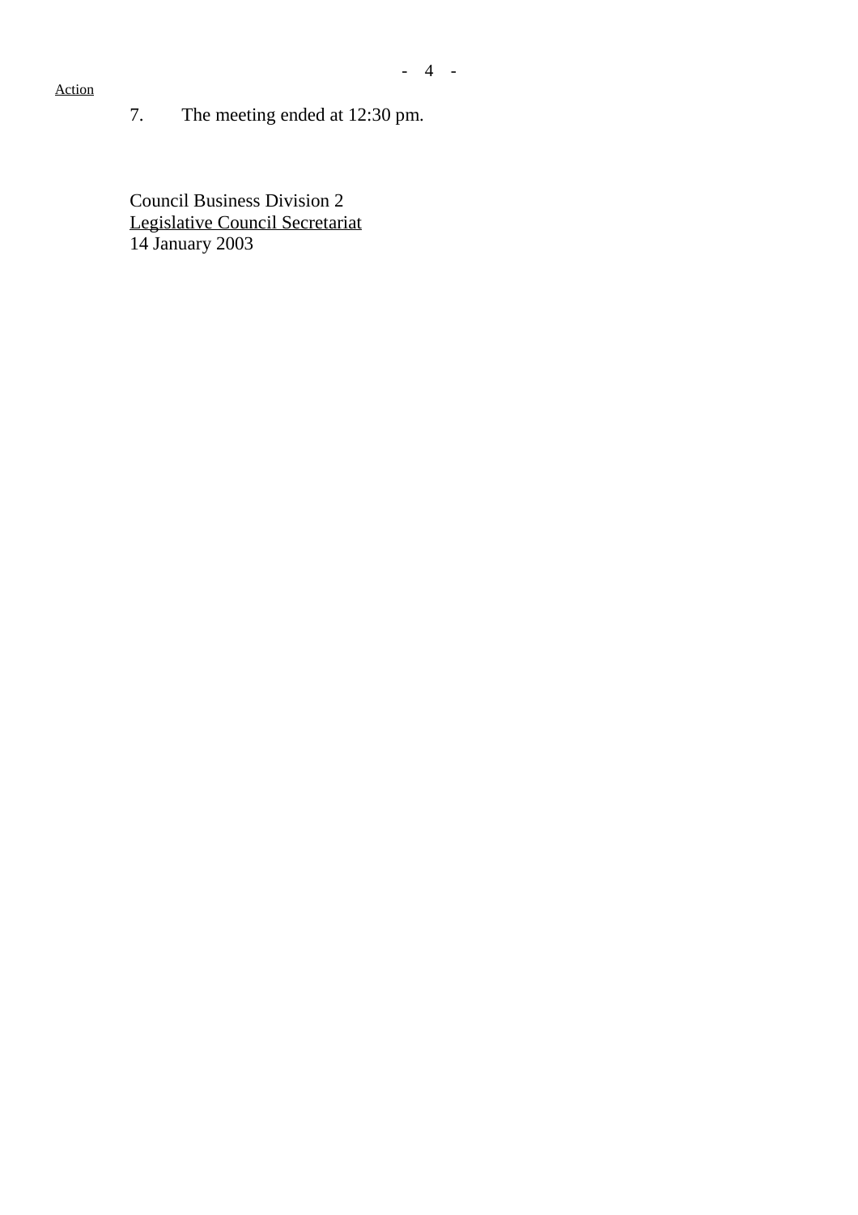Action

7. The meeting ended at 12:30 pm.

Council Business Division 2
Legislative Council Secretariat
14 January 2003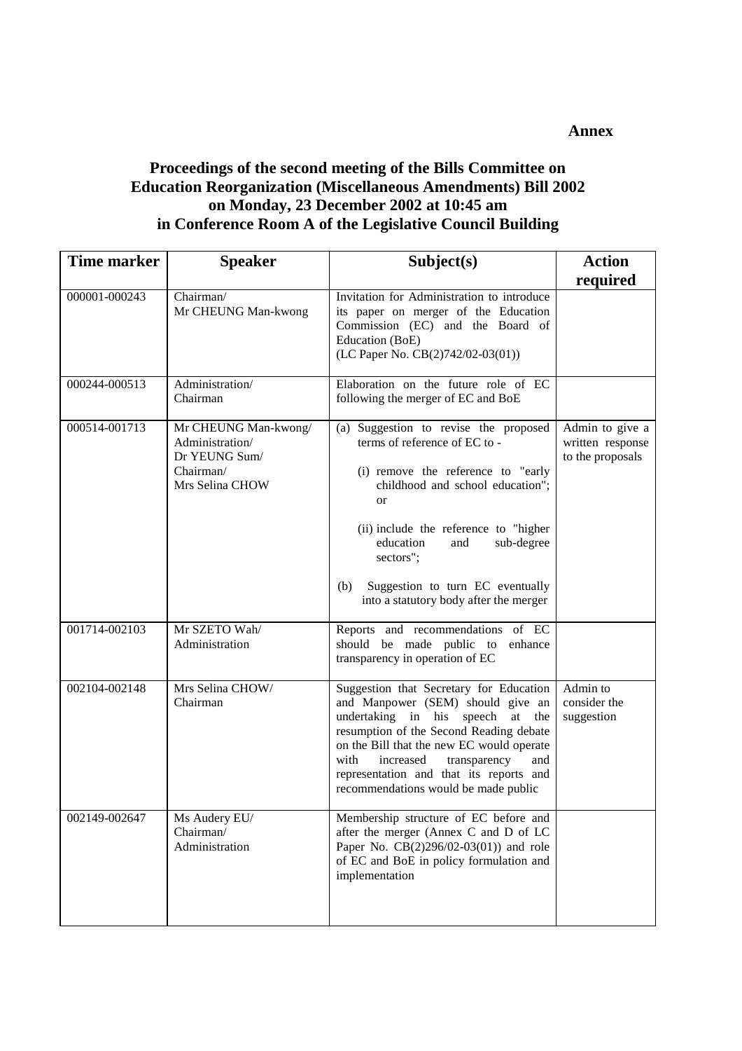**Annex**

# Proceedings of the second meeting of the Bills Committee on Education Reorganization (Miscellaneous Amendments) Bill 2002 on Monday, 23 December 2002 at 10:45 am in Conference Room A of the Legislative Council Building

| Time marker | Speaker | Subject(s) | Action required |
|---|---|---|---|
| 000001-000243 | Chairman/ Mr CHEUNG Man-kwong | Invitation for Administration to introduce its paper on merger of the Education Commission (EC) and the Board of Education (BoE) (LC Paper No. CB(2)742/02-03(01)) | |
| 000244-000513 | Administration/ Chairman | Elaboration on the future role of EC following the merger of EC and BoE | |
| 000514-001713 | Mr CHEUNG Man-kwong/ Administration/ Dr YEUNG Sum/ Chairman/ Mrs Selina CHOW | (a) Suggestion to revise the proposed terms of reference of EC to - (i) remove the reference to "early childhood and school education"; or (ii) include the reference to "higher education and sub-degree sectors"; (b) Suggestion to turn EC eventually into a statutory body after the merger | Admin to give a written response to the proposals |
| 001714-002103 | Mr SZETO Wah/ Administration | Reports and recommendations of EC should be made public to enhance transparency in operation of EC | |
| 002104-002148 | Mrs Selina CHOW/ Chairman | Suggestion that Secretary for Education and Manpower (SEM) should give an undertaking in his speech at the resumption of the Second Reading debate on the Bill that the new EC would operate with increased transparency and representation and that its reports and recommendations would be made public | Admin to consider the suggestion |
| 002149-002647 | Ms Audery EU/ Chairman/ Administration | Membership structure of EC before and after the merger (Annex C and D of LC Paper No. CB(2)296/02-03(01)) and role of EC and BoE in policy formulation and implementation | |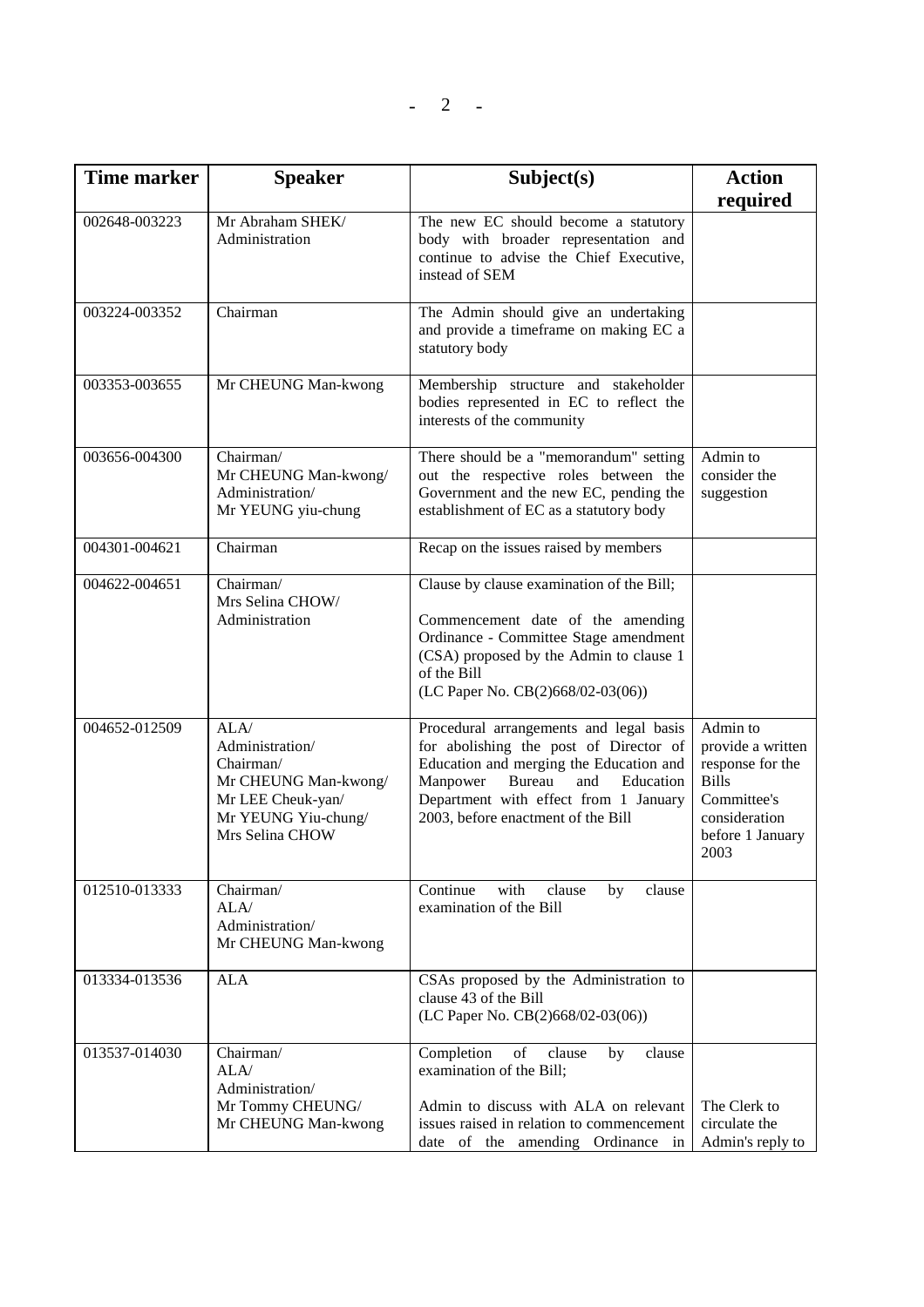| Time marker | Speaker | Subject(s) | Action required |
|---|---|---|---|
| 002648-003223 | Mr Abraham SHEK/ Administration | The new EC should become a statutory body with broader representation and continue to advise the Chief Executive, instead of SEM | |
| 003224-003352 | Chairman | The Admin should give an undertaking and provide a timeframe on making EC a statutory body | |
| 003353-003655 | Mr CHEUNG Man-kwong | Membership structure and stakeholder bodies represented in EC to reflect the interests of the community | |
| 003656-004300 | Chairman/ Mr CHEUNG Man-kwong/ Administration/ Mr YEUNG yiu-chung | There should be a "memorandum" setting out the respective roles between the Government and the new EC, pending the establishment of EC as a statutory body | Admin to consider the suggestion |
| 004301-004621 | Chairman | Recap on the issues raised by members | |
| 004622-004651 | Chairman/ Mrs Selina CHOW/ Administration | Clause by clause examination of the Bill;<br><br>Commencement date of the amending Ordinance - Committee Stage amendment (CSA) proposed by the Admin to clause 1 of the Bill (LC Paper No. CB(2)668/02-03(06)) | |
| 004652-012509 | ALA/ Administration/ Chairman/ Mr CHEUNG Man-kwong/ Mr LEE Cheuk-yan/ Mr YEUNG Yiu-chung/ Mrs Selina CHOW | Procedural arrangements and legal basis for abolishing the post of Director of Education and merging the Education and Manpower Bureau and Education Department with effect from 1 January 2003, before enactment of the Bill | Admin to provide a written response for the Bills Committee's consideration before 1 January 2003 |
| 012510-013333 | Chairman/ ALA/ Administration/ Mr CHEUNG Man-kwong | Continue with clause by clause examination of the Bill | |
| 013334-013536 | ALA | CSAs proposed by the Administration to clause 43 of the Bill (LC Paper No. CB(2)668/02-03(06)) | |
| 013537-014030 | Chairman/ ALA/ Administration/ Mr Tommy CHEUNG/ Mr CHEUNG Man-kwong | Completion of clause by clause examination of the Bill;<br><br>Admin to discuss with ALA on relevant issues raised in relation to commencement date of the amending Ordinance in | The Clerk to circulate the Admin's reply to |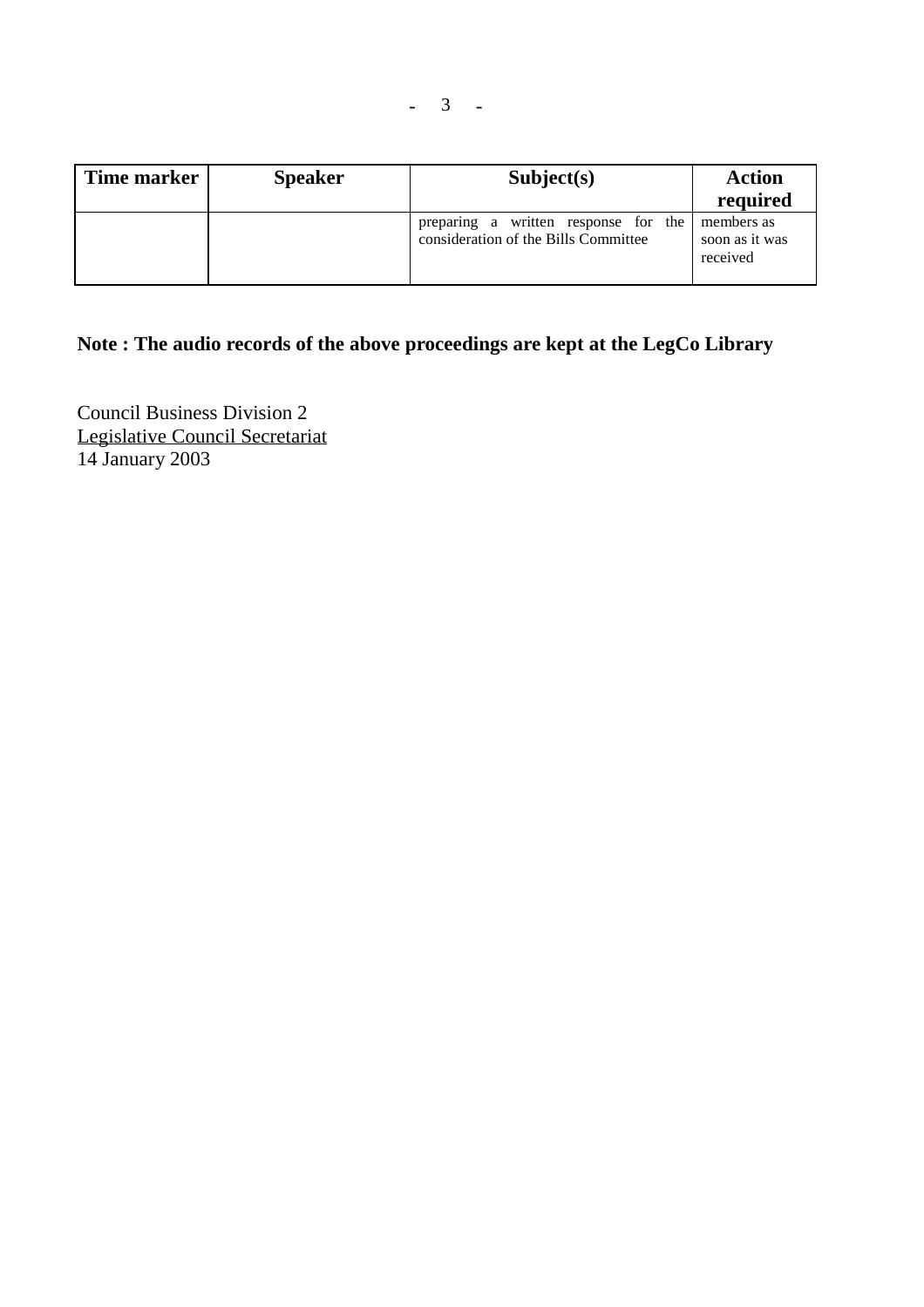| Time marker | Speaker | Subject(s) | Action required |
|---|---|---|---|
| | | preparing a written response for the consideration of the Bills Committee | members as soon as it was received |

**Note : The audio records of the above proceedings are kept at the LegCo Library**

Council Business Division 2
Legislative Council Secretariat
14 January 2003